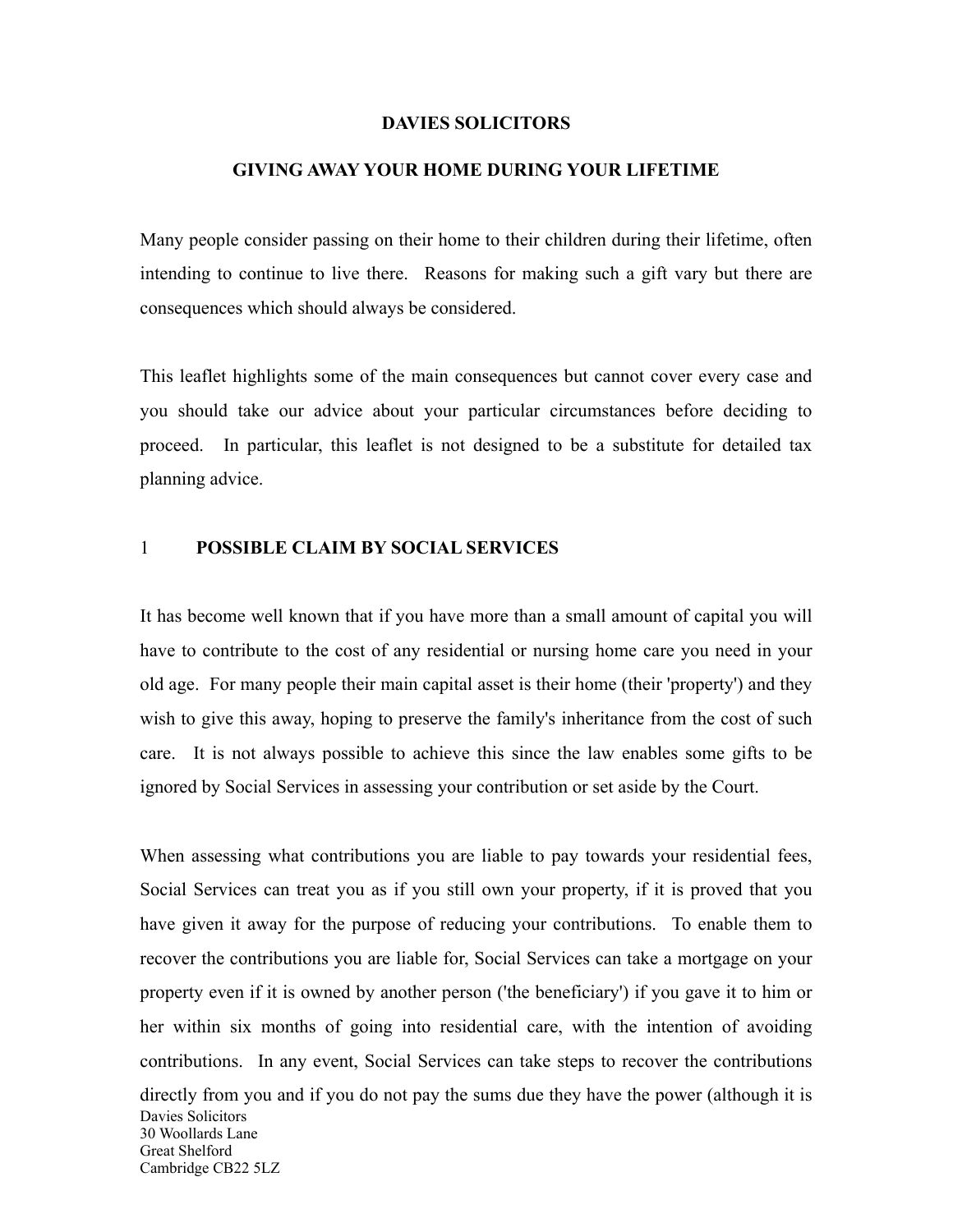**DAVIES SOLICITORS**

**GIVING AWAY YOUR HOME DURING YOUR LIFETIME**

Many people consider passing on their home to their children during their lifetime, often intending to continue to live there. Reasons for making such a gift vary but there are consequences which should always be considered.

This leaflet highlights some of the main consequences but cannot cover every case and you should take our advice about your particular circumstances before deciding to proceed. In particular, this leaflet is not designed to be a substitute for detailed tax planning advice.

## 1 POSSIBLE CLAIM BY SOCIAL SERVICES

It has become well known that if you have more than a small amount of capital you will have to contribute to the cost of any residential or nursing home care you need in your old age. For many people their main capital asset is their home (their 'property') and they wish to give this away, hoping to preserve the family's inheritance from the cost of such care. It is not always possible to achieve this since the law enables some gifts to be ignored by Social Services in assessing your contribution or set aside by the Court.

When assessing what contributions you are liable to pay towards your residential fees, Social Services can treat you as if you still own your property, if it is proved that you have given it away for the purpose of reducing your contributions. To enable them to recover the contributions you are liable for, Social Services can take a mortgage on your property even if it is owned by another person ('the beneficiary') if you gave it to him or her within six months of going into residential care, with the intention of avoiding contributions. In any event, Social Services can take steps to recover the contributions directly from you and if you do not pay the sums due they have the power (although it is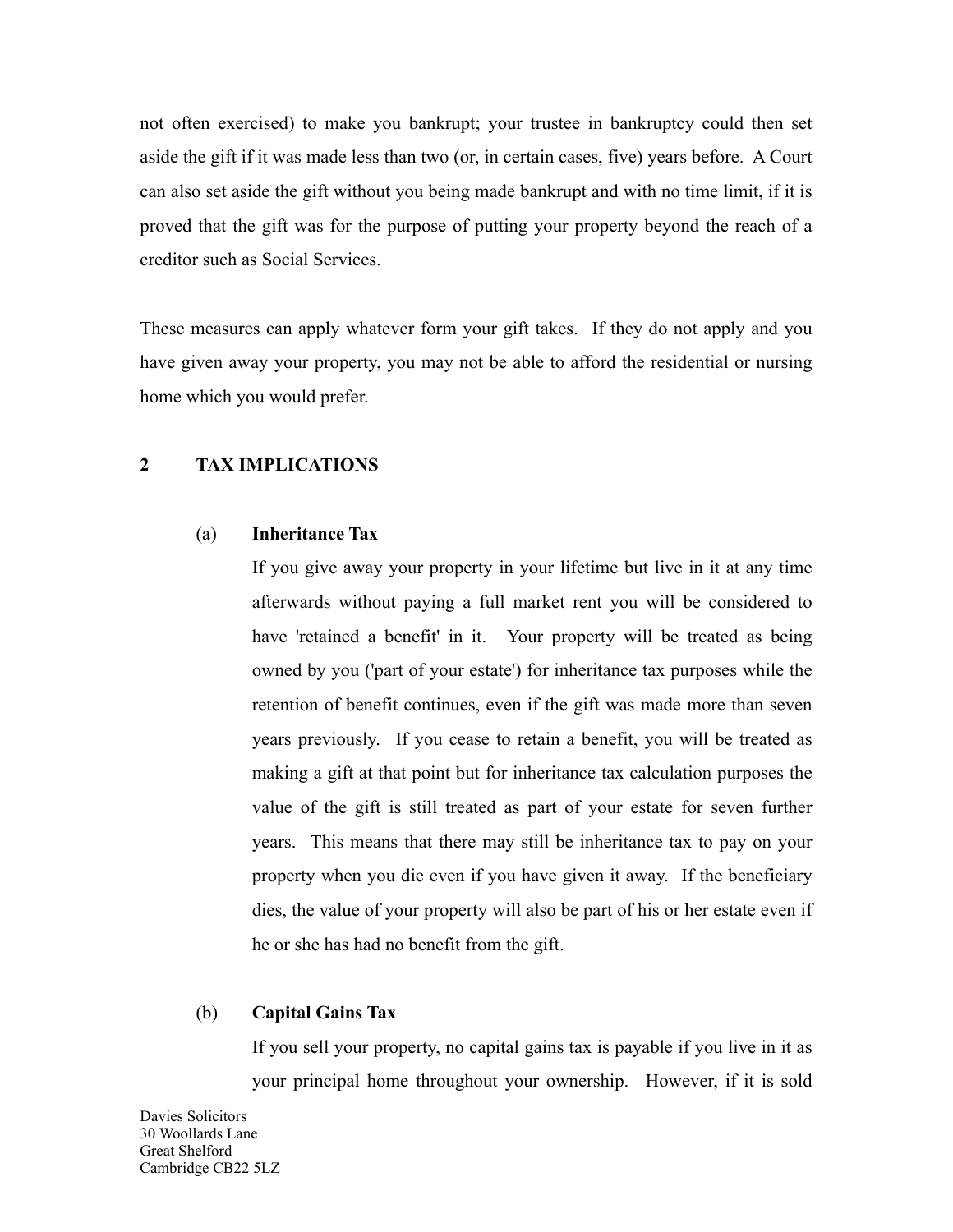not often exercised) to make you bankrupt; your trustee in bankruptcy could then set aside the gift if it was made less than two (or, in certain cases, five) years before. A Court can also set aside the gift without you being made bankrupt and with no time limit, if it is proved that the gift was for the purpose of putting your property beyond the reach of a creditor such as Social Services.

These measures can apply whatever form your gift takes. If they do not apply and you have given away your property, you may not be able to afford the residential or nursing home which you would prefer.

## 2 TAX IMPLICATIONS

### (a) Inheritance Tax

If you give away your property in your lifetime but live in it at any time afterwards without paying a full market rent you will be considered to have 'retained a benefit' in it. Your property will be treated as being owned by you ('part of your estate') for inheritance tax purposes while the retention of benefit continues, even if the gift was made more than seven years previously. If you cease to retain a benefit, you will be treated as making a gift at that point but for inheritance tax calculation purposes the value of the gift is still treated as part of your estate for seven further years. This means that there may still be inheritance tax to pay on your property when you die even if you have given it away. If the beneficiary dies, the value of your property will also be part of his or her estate even if he or she has had no benefit from the gift.

### (b) Capital Gains Tax

If you sell your property, no capital gains tax is payable if you live in it as your principal home throughout your ownership. However, if it is sold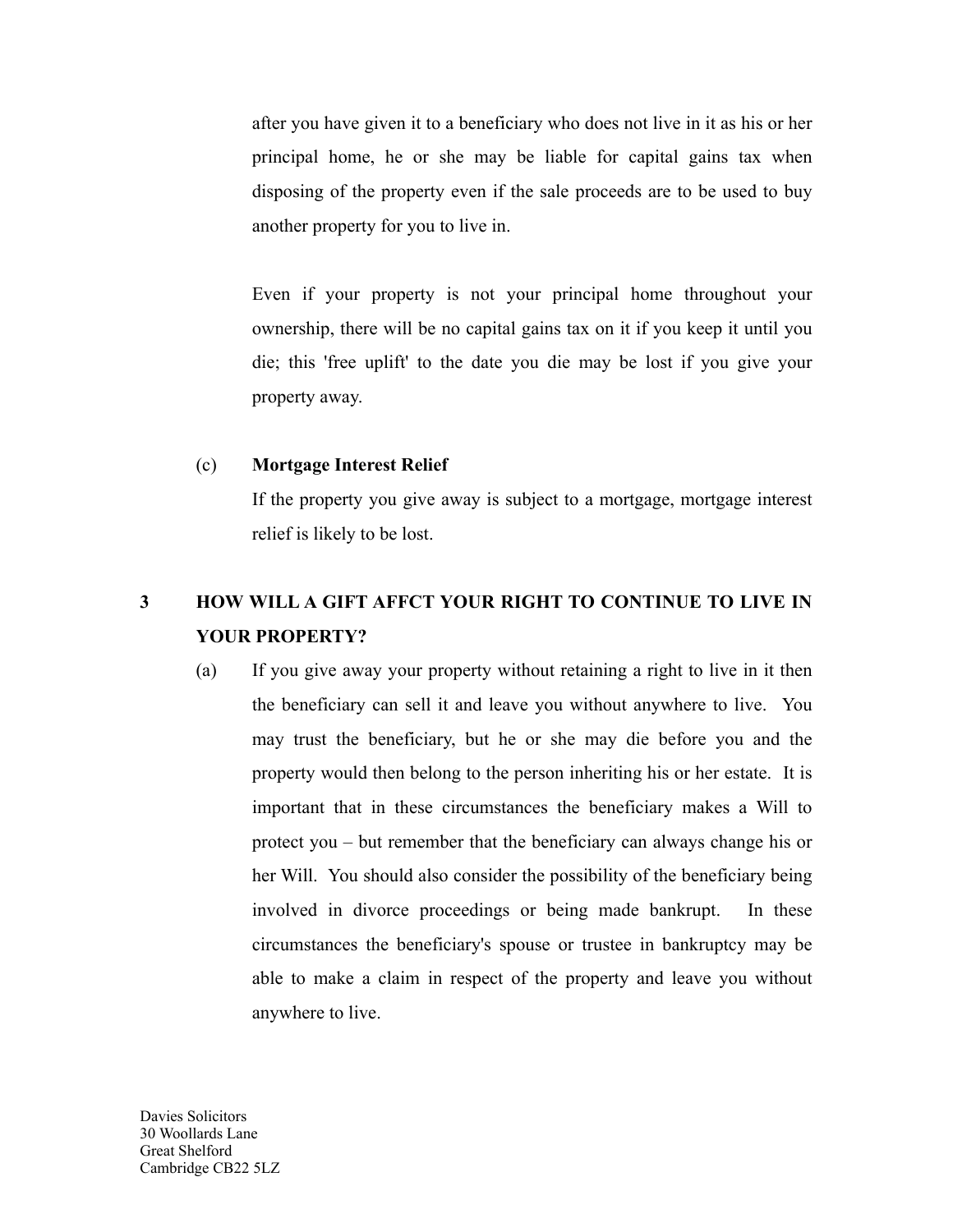after you have given it to a beneficiary who does not live in it as his or her principal home, he or she may be liable for capital gains tax when disposing of the property even if the sale proceeds are to be used to buy another property for you to live in.

Even if your property is not your principal home throughout your ownership, there will be no capital gains tax on it if you keep it until you die; this 'free uplift' to the date you die may be lost if you give your property away.

(c) **Mortgage Interest Relief**

If the property you give away is subject to a mortgage, mortgage interest relief is likely to be lost.

## 3 HOW WILL A GIFT AFFCT YOUR RIGHT TO CONTINUE TO LIVE IN YOUR PROPERTY?

(a) If you give away your property without retaining a right to live in it then the beneficiary can sell it and leave you without anywhere to live. You may trust the beneficiary, but he or she may die before you and the property would then belong to the person inheriting his or her estate. It is important that in these circumstances the beneficiary makes a Will to protect you – but remember that the beneficiary can always change his or her Will. You should also consider the possibility of the beneficiary being involved in divorce proceedings or being made bankrupt. In these circumstances the beneficiary's spouse or trustee in bankruptcy may be able to make a claim in respect of the property and leave you without anywhere to live.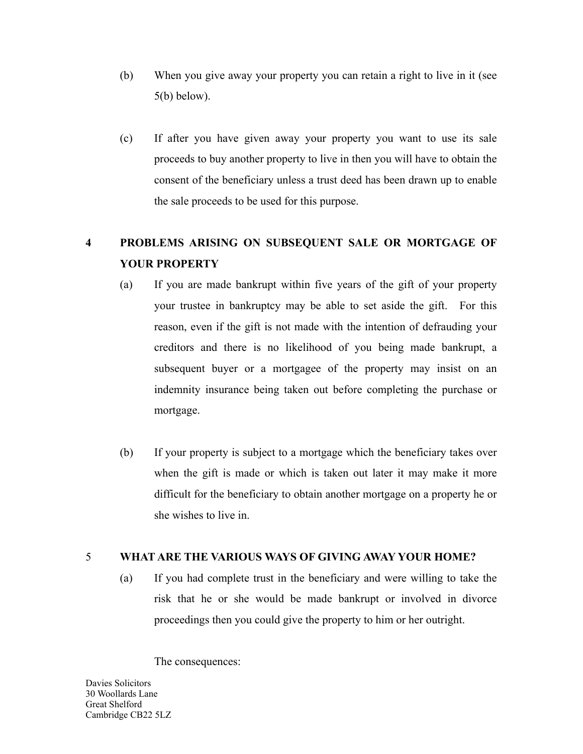(b) When you give away your property you can retain a right to live in it (see 5(b) below).

(c) If after you have given away your property you want to use its sale proceeds to buy another property to live in then you will have to obtain the consent of the beneficiary unless a trust deed has been drawn up to enable the sale proceeds to be used for this purpose.

## 4 PROBLEMS ARISING ON SUBSEQUENT SALE OR MORTGAGE OF YOUR PROPERTY

(a) If you are made bankrupt within five years of the gift of your property your trustee in bankruptcy may be able to set aside the gift. For this reason, even if the gift is not made with the intention of defrauding your creditors and there is no likelihood of you being made bankrupt, a subsequent buyer or a mortgagee of the property may insist on an indemnity insurance being taken out before completing the purchase or mortgage.

(b) If your property is subject to a mortgage which the beneficiary takes over when the gift is made or which is taken out later it may make it more difficult for the beneficiary to obtain another mortgage on a property he or she wishes to live in.

## 5 WHAT ARE THE VARIOUS WAYS OF GIVING AWAY YOUR HOME?

(a) If you had complete trust in the beneficiary and were willing to take the risk that he or she would be made bankrupt or involved in divorce proceedings then you could give the property to him or her outright.

The consequences:

Davies Solicitors
30 Woollards Lane
Great Shelford
Cambridge CB22 5LZ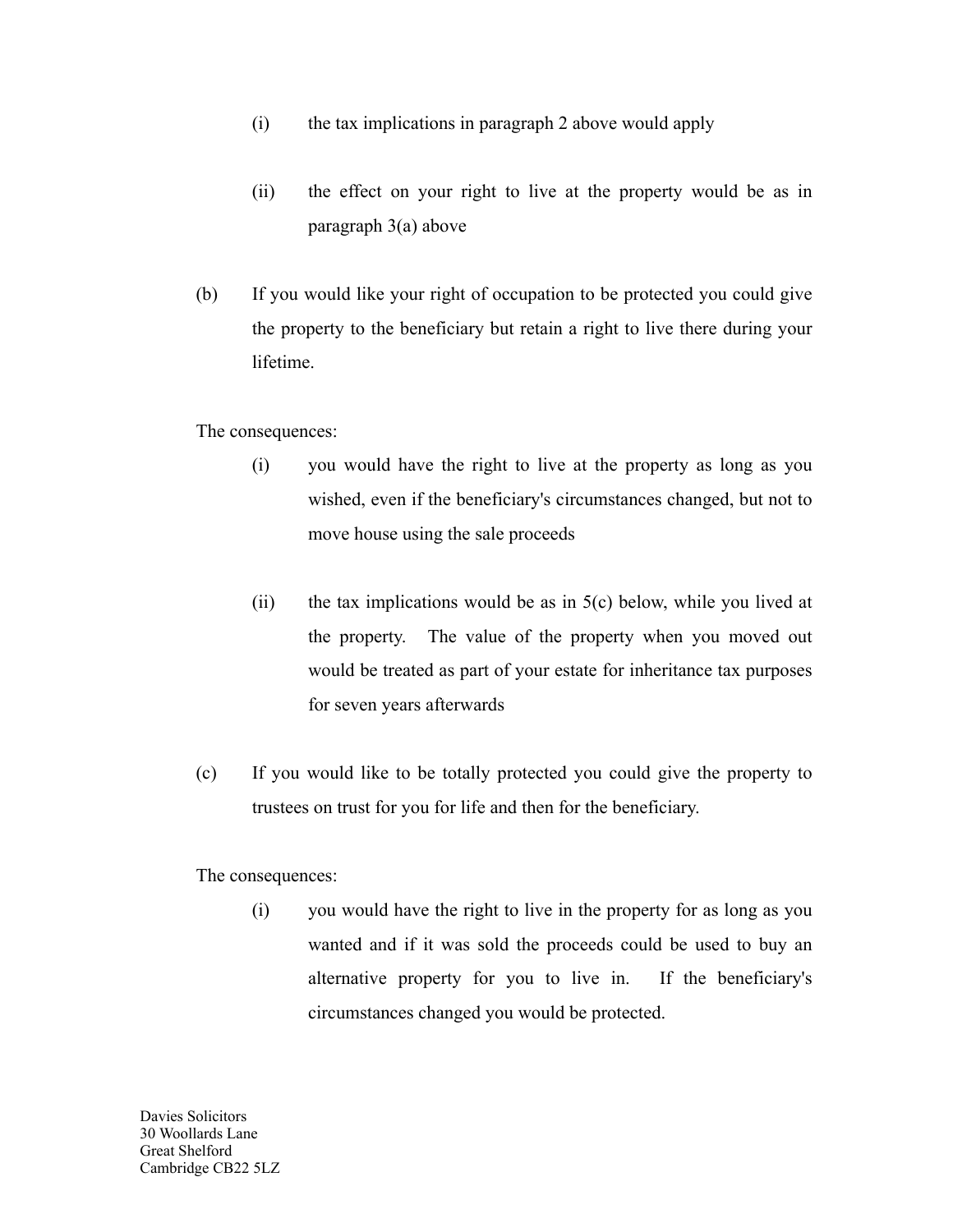(i) the tax implications in paragraph 2 above would apply

(ii) the effect on your right to live at the property would be as in paragraph 3(a) above

(b) If you would like your right of occupation to be protected you could give the property to the beneficiary but retain a right to live there during your lifetime.

The consequences:

(i) you would have the right to live at the property as long as you wished, even if the beneficiary's circumstances changed, but not to move house using the sale proceeds

(ii) the tax implications would be as in 5(c) below, while you lived at the property. The value of the property when you moved out would be treated as part of your estate for inheritance tax purposes for seven years afterwards

(c) If you would like to be totally protected you could give the property to trustees on trust for you for life and then for the beneficiary.

The consequences:

(i) you would have the right to live in the property for as long as you wanted and if it was sold the proceeds could be used to buy an alternative property for you to live in. If the beneficiary's circumstances changed you would be protected.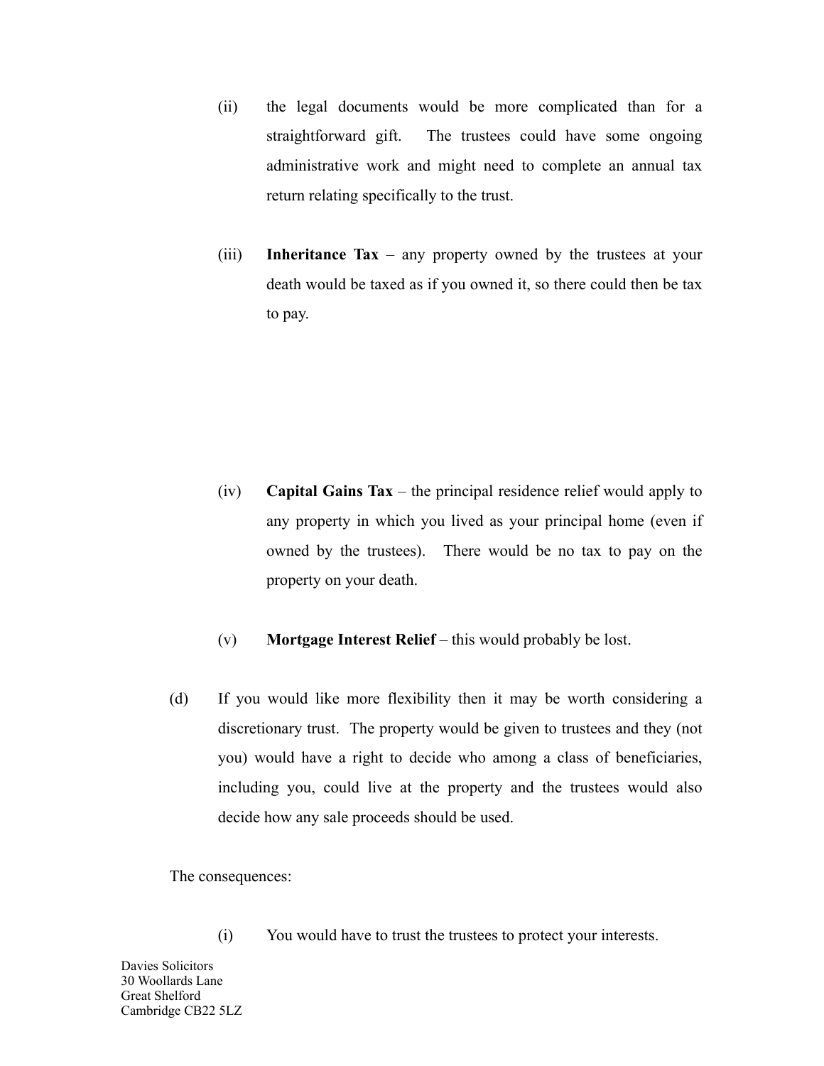(ii) the legal documents would be more complicated than for a straightforward gift. The trustees could have some ongoing administrative work and might need to complete an annual tax return relating specifically to the trust.

(iii) **Inheritance Tax** – any property owned by the trustees at your death would be taxed as if you owned it, so there could then be tax to pay.

(iv) **Capital Gains Tax** – the principal residence relief would apply to any property in which you lived as your principal home (even if owned by the trustees). There would be no tax to pay on the property on your death.

(v) **Mortgage Interest Relief** – this would probably be lost.

(d) If you would like more flexibility then it may be worth considering a discretionary trust. The property would be given to trustees and they (not you) would have a right to decide who among a class of beneficiaries, including you, could live at the property and the trustees would also decide how any sale proceeds should be used.

The consequences:

(i) You would have to trust the trustees to protect your interests.

Davies Solicitors
30 Woollards Lane
Great Shelford
Cambridge CB22 5LZ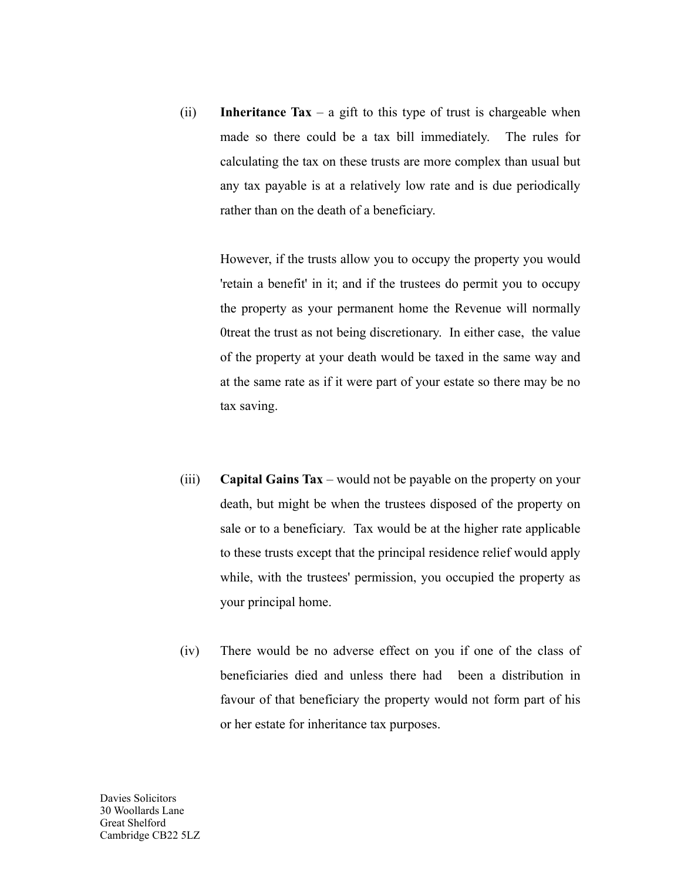(ii) **Inheritance Tax** – a gift to this type of trust is chargeable when made so there could be a tax bill immediately. The rules for calculating the tax on these trusts are more complex than usual but any tax payable is at a relatively low rate and is due periodically rather than on the death of a beneficiary.

However, if the trusts allow you to occupy the property you would 'retain a benefit' in it; and if the trustees do permit you to occupy the property as your permanent home the Revenue will normally 0treat the trust as not being discretionary. In either case, the value of the property at your death would be taxed in the same way and at the same rate as if it were part of your estate so there may be no tax saving.

(iii) **Capital Gains Tax** – would not be payable on the property on your death, but might be when the trustees disposed of the property on sale or to a beneficiary. Tax would be at the higher rate applicable to these trusts except that the principal residence relief would apply while, with the trustees' permission, you occupied the property as your principal home.

(iv) There would be no adverse effect on you if one of the class of beneficiaries died and unless there had been a distribution in favour of that beneficiary the property would not form part of his or her estate for inheritance tax purposes.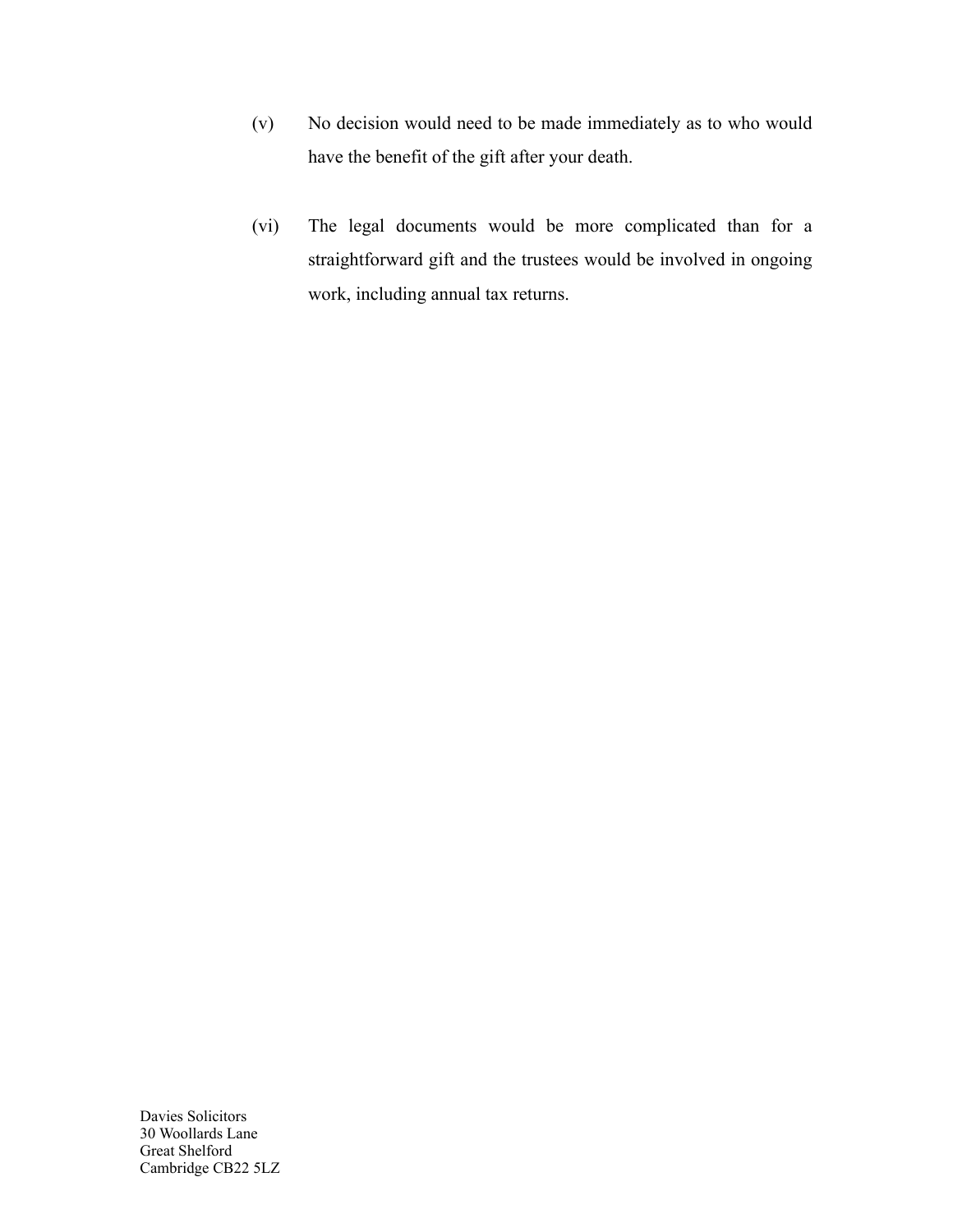(v) No decision would need to be made immediately as to who would have the benefit of the gift after your death.

(vi) The legal documents would be more complicated than for a straightforward gift and the trustees would be involved in ongoing work, including annual tax returns.

Davies Solicitors
30 Woollards Lane
Great Shelford
Cambridge CB22 5LZ